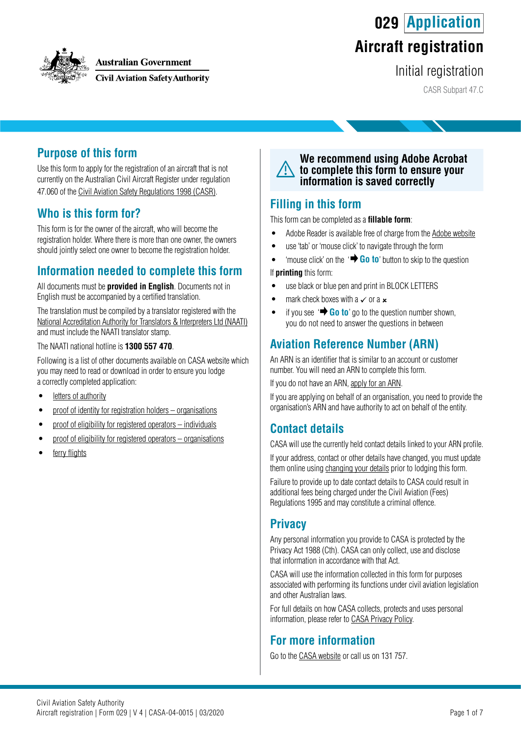Australian Government
Civil Aviation Safety Authority

# 029 Application
# Aircraft registration
## Initial registration

CASR Subpart 47.C

## Purpose of this form

Use this form to apply for the registration of an aircraft that is not currently on the Australian Civil Aircraft Register under regulation 47.060 of the Civil Aviation Safety Regulations 1998 (CASR).

## Who is this form for?

This form is for the owner of the aircraft, who will become the registration holder. Where there is more than one owner, the owners should jointly select one owner to become the registration holder.

## Information needed to complete this form

All documents must be **provided in English**. Documents not in English must be accompanied by a certified translation.

The translation must be compiled by a translator registered with the National Accreditation Authority for Translators & Interpreters Ltd (NAATI) and must include the NAATI translator stamp.

The NAATI national hotline is **1300 557 470**.

Following is a list of other documents available on CASA website which you may need to read or download in order to ensure you lodge a correctly completed application:

- letters of authority
- proof of identity for registration holders – organisations
- proof of eligibility for registered operators – individuals
- proof of eligibility for registered operators – organisations
- ferry flights

**We recommend using Adobe Acrobat to complete this form to ensure your information is saved correctly**

## Filling in this form

This form can be completed as a **fillable form**:

- Adobe Reader is available free of charge from the Adobe website
- use 'tab' or 'mouse click' to navigate through the form
- 'mouse click' on the '➡ **Go to**' button to skip to the question

If **printing** this form:

- use black or blue pen and print in BLOCK LETTERS
- mark check boxes with a ✓ or a ✖
- if you see '➡ **Go to**' go to the question number shown, you do not need to answer the questions in between

## Aviation Reference Number (ARN)

An ARN is an identifier that is similar to an account or customer number. You will need an ARN to complete this form.

If you do not have an ARN, apply for an ARN.

If you are applying on behalf of an organisation, you need to provide the organisation's ARN and have authority to act on behalf of the entity.

## Contact details

CASA will use the currently held contact details linked to your ARN profile.

If your address, contact or other details have changed, you must update them online using changing your details prior to lodging this form.

Failure to provide up to date contact details to CASA could result in additional fees being charged under the Civil Aviation (Fees) Regulations 1995 and may constitute a criminal offence.

## Privacy

Any personal information you provide to CASA is protected by the Privacy Act 1988 (Cth). CASA can only collect, use and disclose that information in accordance with that Act.

CASA will use the information collected in this form for purposes associated with performing its functions under civil aviation legislation and other Australian laws.

For full details on how CASA collects, protects and uses personal information, please refer to CASA Privacy Policy.

## For more information

Go to the CASA website or call us on 131 757.

Civil Aviation Safety Authority
Aircraft registration | Form 029 | V 4 | CASA-04-0015 | 03/2020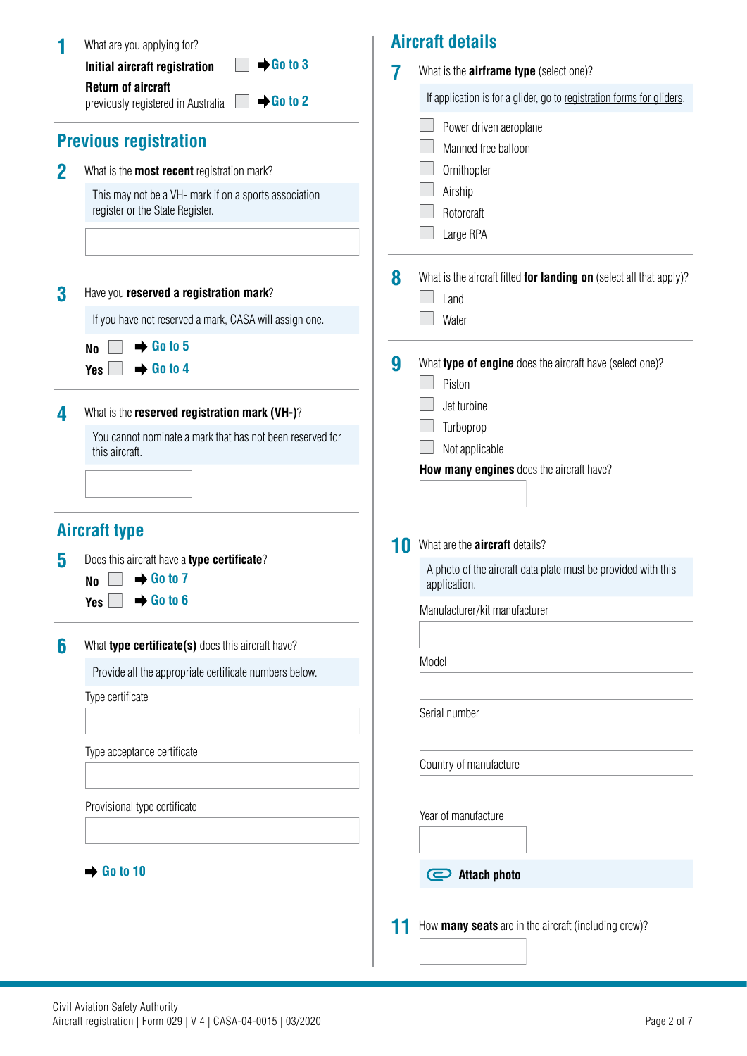**1** What are you applying for?

- **Initial aircraft registration** ☐ ➡ Go to 3
- **Return of aircraft** previously registered in Australia ☐ ➡ Go to 2

## Previous registration

**2** What is the **most recent** registration mark?

This may not be a VH- mark if on a sports association register or the State Register.

**3** Have you **reserved a registration mark**?

If you have not reserved a mark, CASA will assign one.

- **No** ☐ ➡ Go to 5
- **Yes** ☐ ➡ Go to 4

**4** What is the **reserved registration mark (VH-)**?

You cannot nominate a mark that has not been reserved for this aircraft.

## Aircraft type

**5** Does this aircraft have a **type certificate**?

- **No** ☐ ➡ Go to 7
- **Yes** ☐ ➡ Go to 6

**6** What **type certificate(s)** does this aircraft have?

Provide all the appropriate certificate numbers below.

Type certificate

Type acceptance certificate

Provisional type certificate

➡ Go to 10

## Aircraft details

**7** What is the **airframe type** (select one)?

If application is for a glider, go to registration forms for gliders.

- ☐ Power driven aeroplane
- ☐ Manned free balloon
- ☐ Ornithopter
- ☐ Airship
- ☐ Rotorcraft
- ☐ Large RPA

**8** What is the aircraft fitted **for landing on** (select all that apply)?

- ☐ Land
- ☐ Water

**9** What **type of engine** does the aircraft have (select one)?

- ☐ Piston
- ☐ Jet turbine
- ☐ Turboprop
- ☐ Not applicable

**How many engines** does the aircraft have?

**10** What are the **aircraft** details?

A photo of the aircraft data plate must be provided with this application.

Manufacturer/kit manufacturer

Model

Serial number

Country of manufacture

Year of manufacture

**Attach photo**

**11** How **many seats** are in the aircraft (including crew)?

Civil Aviation Safety Authority
Aircraft registration | Form 029 | V 4 | CASA-04-0015 | 03/2020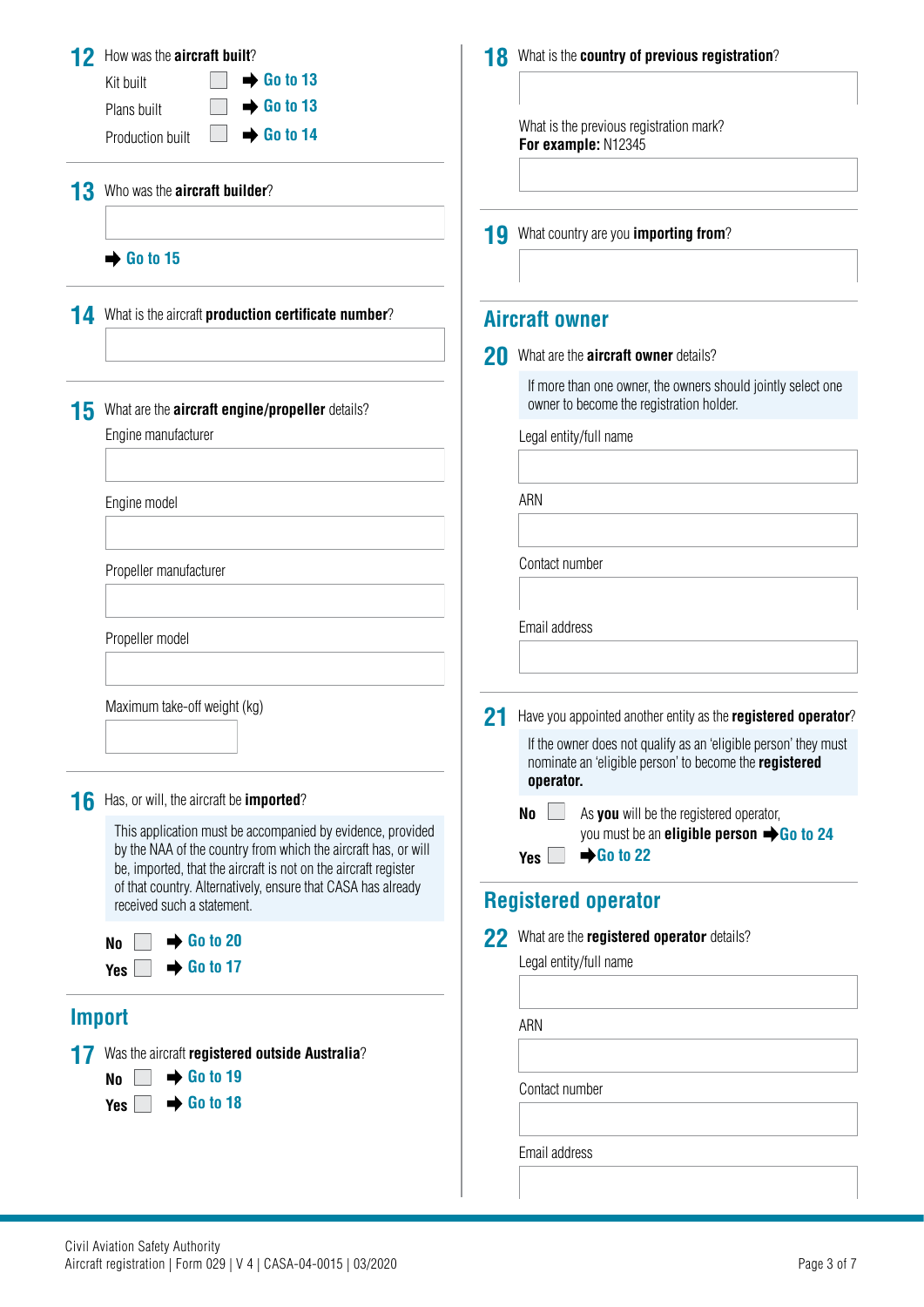**12** How was the **aircraft built**?

Kit built ☐ ➡ Go to 13

Plans built ☐ ➡ Go to 13

Production built ☐ ➡ Go to 14

**13** Who was the **aircraft builder**?

➡ Go to 15

**14** What is the aircraft **production certificate number**?

**15** What are the **aircraft engine/propeller** details?

Engine manufacturer

Engine model

Propeller manufacturer

Propeller model

Maximum take-off weight (kg)

**16** Has, or will, the aircraft be **imported**?

This application must be accompanied by evidence, provided by the NAA of the country from which the aircraft has, or will be, imported, that the aircraft is not on the aircraft register of that country. Alternatively, ensure that CASA has already received such a statement.

**No** ☐ ➡ Go to 20

**Yes** ☐ ➡ Go to 17

## Import

**17** Was the aircraft **registered outside Australia**?

**No** ☐ ➡ Go to 19

**Yes** ☐ ➡ Go to 18

**18** What is the **country of previous registration**?

What is the previous registration mark?
**For example:** N12345

**19** What country are you **importing from**?

## Aircraft owner

**20** What are the **aircraft owner** details?

If more than one owner, the owners should jointly select one owner to become the registration holder.

Legal entity/full name

ARN

Contact number

Email address

**21** Have you appointed another entity as the **registered operator**?

If the owner does not qualify as an 'eligible person' they must nominate an 'eligible person' to become the **registered operator.**

**No** ☐ As **you** will be the registered operator, you must be an **eligible person** ➡ Go to 24

**Yes** ☐ ➡ Go to 22

## Registered operator

**22** What are the **registered operator** details?

Legal entity/full name

ARN

Contact number

Email address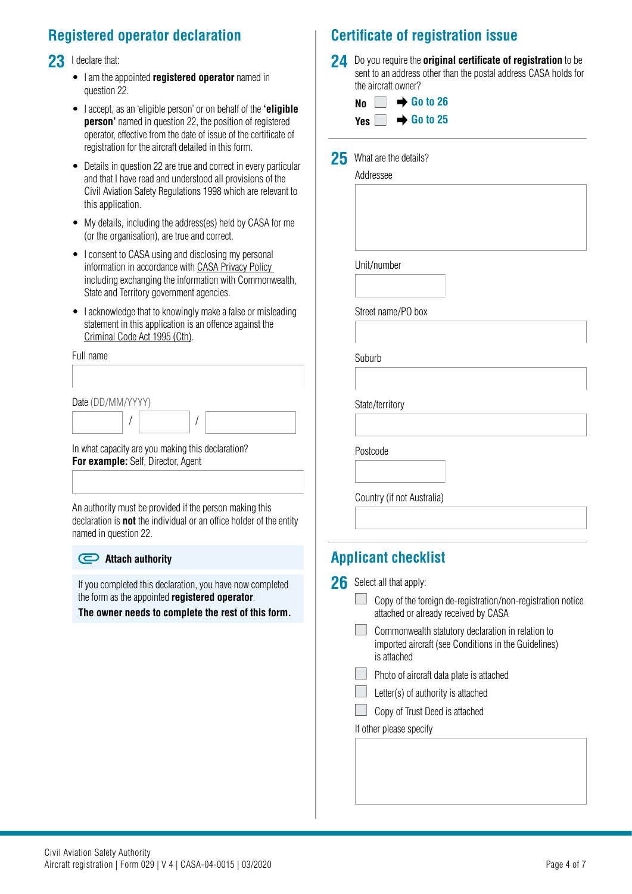## Registered operator declaration

**23** I declare that:

- I am the appointed **registered operator** named in question 22.
- I accept, as an 'eligible person' or on behalf of the **'eligible person'** named in question 22, the position of registered operator, effective from the date of issue of the certificate of registration for the aircraft detailed in this form.
- Details in question 22 are true and correct in every particular and that I have read and understood all provisions of the Civil Aviation Safety Regulations 1998 which are relevant to this application.
- My details, including the address(es) held by CASA for me (or the organisation), are true and correct.
- I consent to CASA using and disclosing my personal information in accordance with CASA Privacy Policy including exchanging the information with Commonwealth, State and Territory government agencies.
- I acknowledge that to knowingly make a false or misleading statement in this application is an offence against the Criminal Code Act 1995 (Cth).

Full name

Date (DD/MM/YYYY)

/ /

In what capacity are you making this declaration?
**For example:** Self, Director, Agent

An authority must be provided if the person making this declaration is **not** the individual or an office holder of the entity named in question 22.

**Attach authority**

If you completed this declaration, you have now completed the form as the appointed **registered operator**.
**The owner needs to complete the rest of this form.**

## Certificate of registration issue

**24** Do you require the **original certificate of registration** to be sent to an address other than the postal address CASA holds for the aircraft owner?

**No** ☐ ➡ Go to 26
**Yes** ☐ ➡ Go to 25

**25** What are the details?

Addressee

Unit/number

Street name/PO box

Suburb

State/territory

Postcode

Country (if not Australia)

## Applicant checklist

**26** Select all that apply:

- ☐ Copy of the foreign de-registration/non-registration notice attached or already received by CASA
- ☐ Commonwealth statutory declaration in relation to imported aircraft (see Conditions in the Guidelines) is attached
- ☐ Photo of aircraft data plate is attached
- ☐ Letter(s) of authority is attached
- ☐ Copy of Trust Deed is attached

If other please specify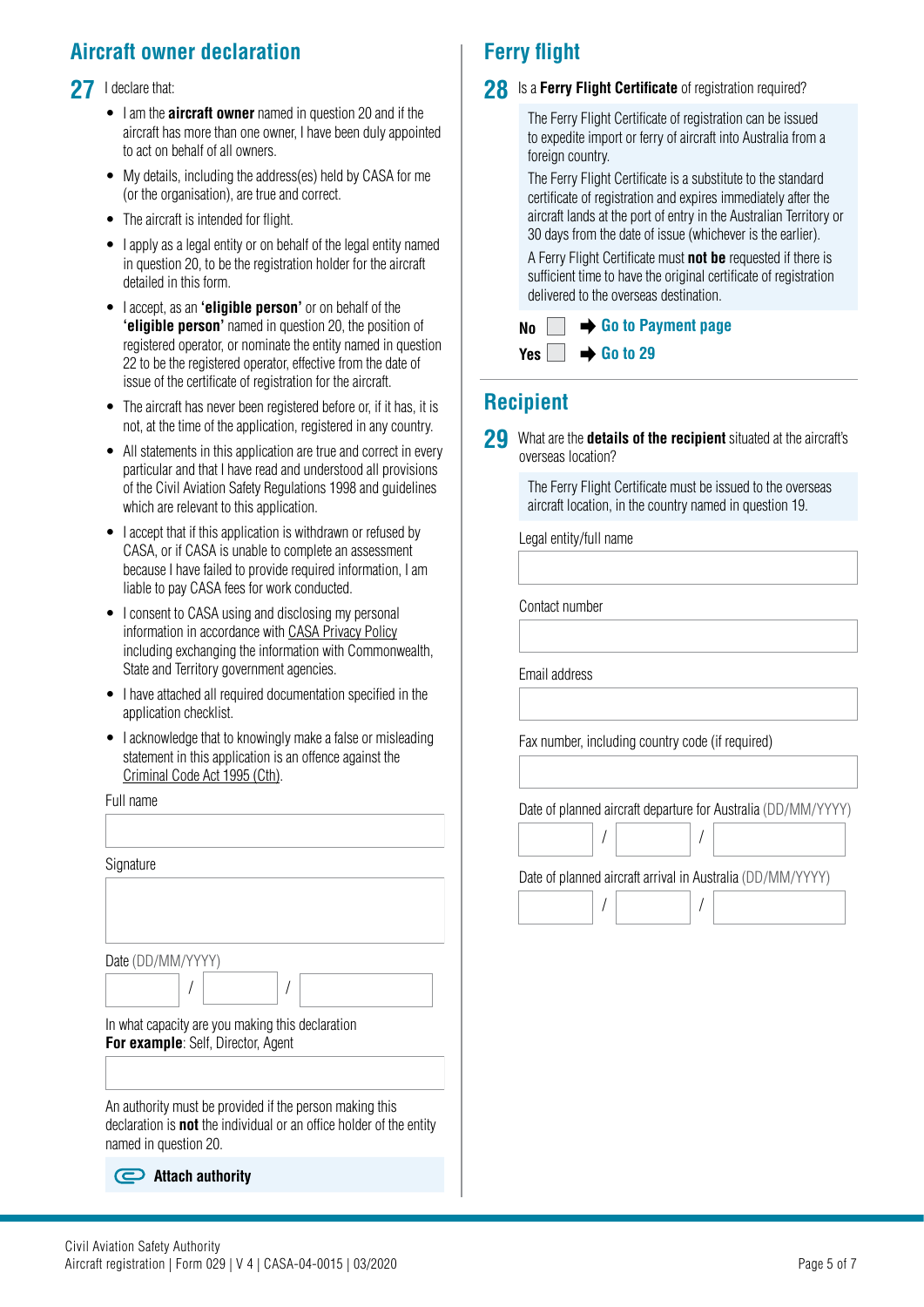## Aircraft owner declaration

**27** I declare that:

- I am the **aircraft owner** named in question 20 and if the aircraft has more than one owner, I have been duly appointed to act on behalf of all owners.
- My details, including the address(es) held by CASA for me (or the organisation), are true and correct.
- The aircraft is intended for flight.
- I apply as a legal entity or on behalf of the legal entity named in question 20, to be the registration holder for the aircraft detailed in this form.
- I accept, as an **'eligible person'** or on behalf of the **'eligible person'** named in question 20, the position of registered operator, or nominate the entity named in question 22 to be the registered operator, effective from the date of issue of the certificate of registration for the aircraft.
- The aircraft has never been registered before or, if it has, it is not, at the time of the application, registered in any country.
- All statements in this application are true and correct in every particular and that I have read and understood all provisions of the Civil Aviation Safety Regulations 1998 and guidelines which are relevant to this application.
- I accept that if this application is withdrawn or refused by CASA, or if CASA is unable to complete an assessment because I have failed to provide required information, I am liable to pay CASA fees for work conducted.
- I consent to CASA using and disclosing my personal information in accordance with CASA Privacy Policy including exchanging the information with Commonwealth, State and Territory government agencies.
- I have attached all required documentation specified in the application checklist.
- I acknowledge that to knowingly make a false or misleading statement in this application is an offence against the Criminal Code Act 1995 (Cth).

Full name

______________________

Signature

______________________

Date (DD/MM/YYYY)

____ / ____ / ________

In what capacity are you making this declaration
**For example**: Self, Director, Agent

______________________

An authority must be provided if the person making this declaration is **not** the individual or an office holder of the entity named in question 20.

**Attach authority**

## Ferry flight

**28** Is a **Ferry Flight Certificate** of registration required?

The Ferry Flight Certificate of registration can be issued to expedite import or ferry of aircraft into Australia from a foreign country.

The Ferry Flight Certificate is a substitute to the standard certificate of registration and expires immediately after the aircraft lands at the port of entry in the Australian Territory or 30 days from the date of issue (whichever is the earlier).

A Ferry Flight Certificate must **not be** requested if there is sufficient time to have the original certificate of registration delivered to the overseas destination.

- [ ] **No** ➡ **Go to Payment page**
- [ ] **Yes** ➡ **Go to 29**

## Recipient

**29** What are the **details of the recipient** situated at the aircraft's overseas location?

The Ferry Flight Certificate must be issued to the overseas aircraft location, in the country named in question 19.

Legal entity/full name

______________________

Contact number

______________________

Email address

______________________

Fax number, including country code (if required)

______________________

Date of planned aircraft departure for Australia (DD/MM/YYYY)

____ / ____ / ________

Date of planned aircraft arrival in Australia (DD/MM/YYYY)

____ / ____ / ________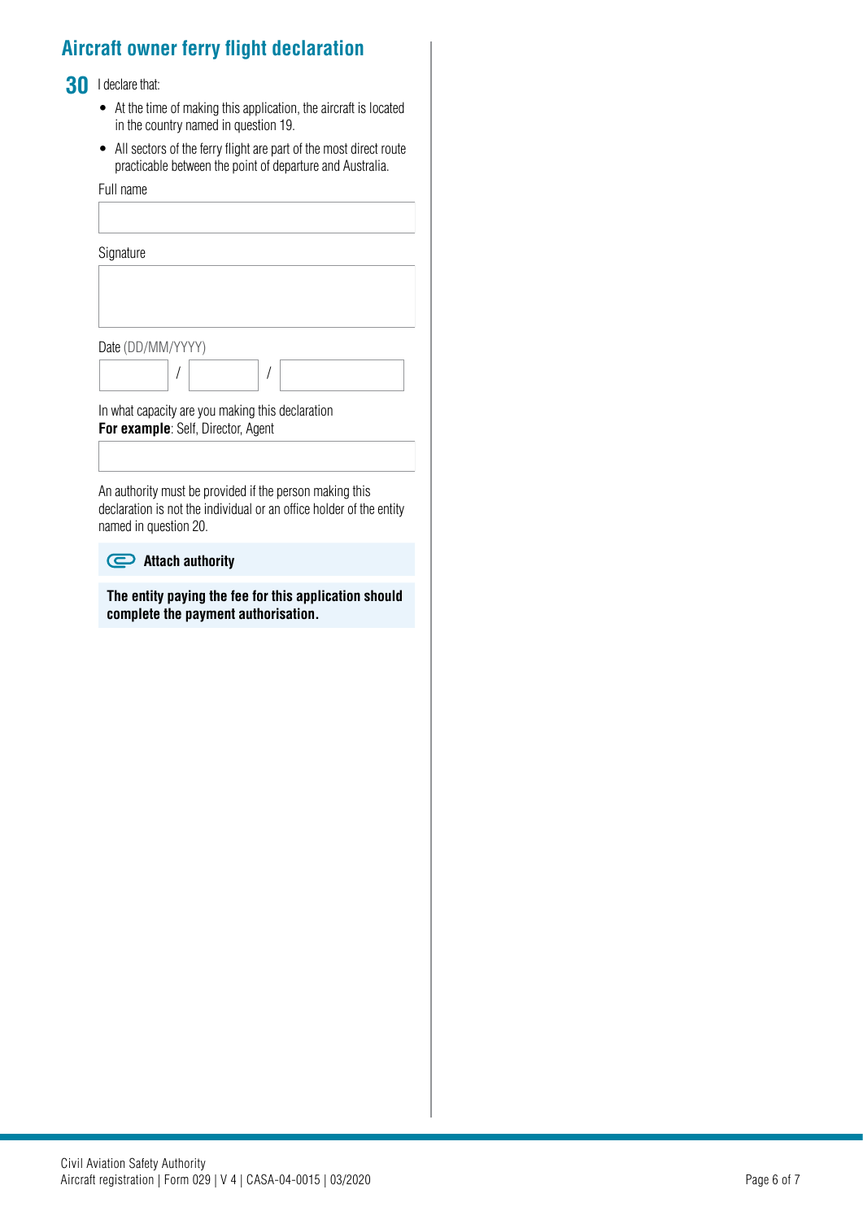## Aircraft owner ferry flight declaration

**30** I declare that:

- At the time of making this application, the aircraft is located in the country named in question 19.
- All sectors of the ferry flight are part of the most direct route practicable between the point of departure and Australia.

Full name

Signature

Date (DD/MM/YYYY)

/ /

In what capacity are you making this declaration
**For example**: Self, Director, Agent

An authority must be provided if the person making this declaration is not the individual or an office holder of the entity named in question 20.

**Attach authority**

**The entity paying the fee for this application should complete the payment authorisation.**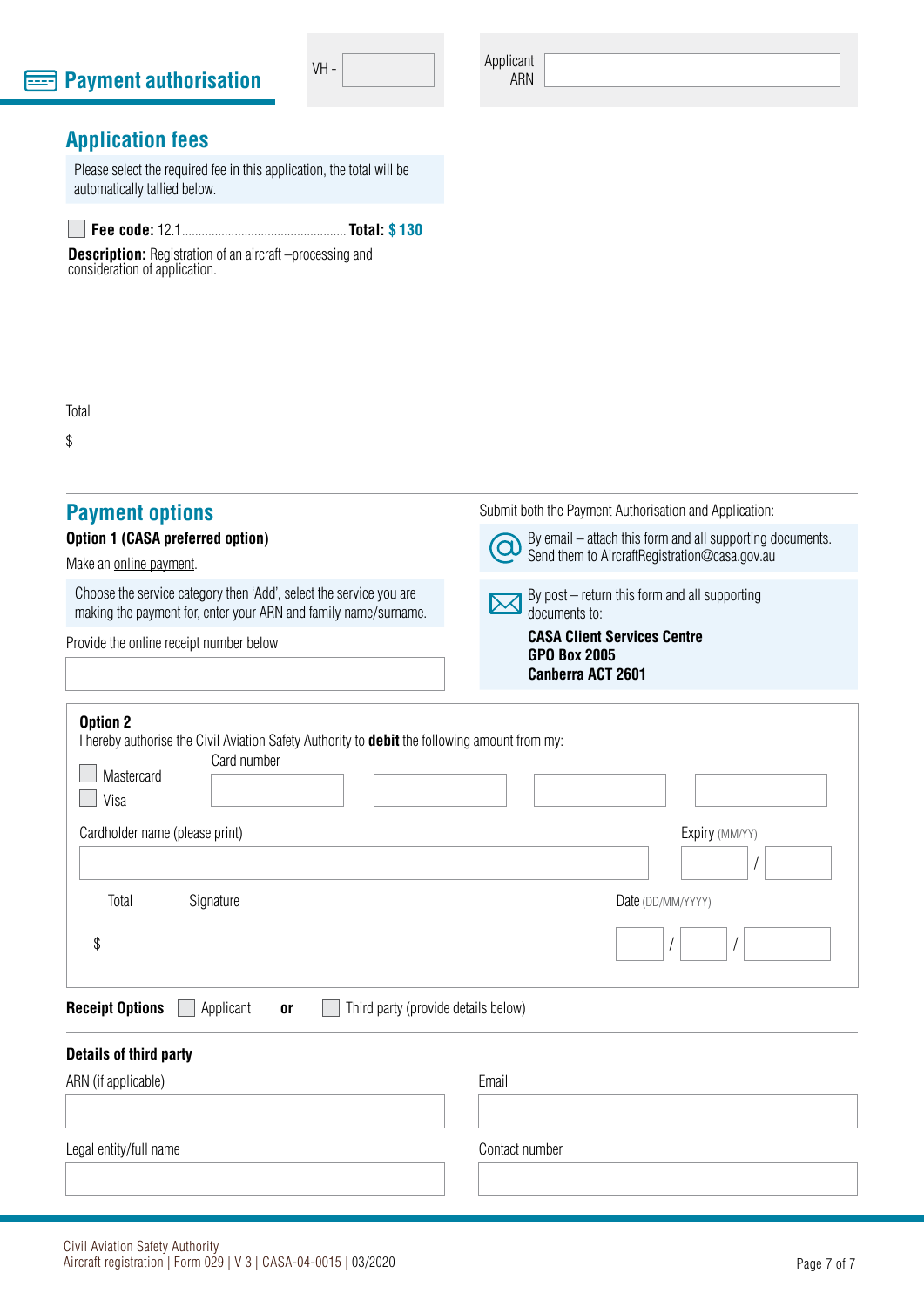## Payment authorisation

VH -

Applicant ARN

## Application fees

Please select the required fee in this application, the total will be automatically tallied below.

☐ **Fee code:** 12.1 ................................................ **Total: $ 130**

**Description:** Registration of an aircraft –processing and consideration of application.

Total

$

## Payment options

**Option 1 (CASA preferred option)**

Make an online payment.

Choose the service category then 'Add', select the service you are making the payment for, enter your ARN and family name/surname.

Provide the online receipt number below

Submit both the Payment Authorisation and Application:

By email – attach this form and all supporting documents. Send them to AircraftRegistration@casa.gov.au

By post – return this form and all supporting documents to:

**CASA Client Services Centre**
**GPO Box 2005**
**Canberra ACT 2601**

**Option 2**

I hereby authorise the Civil Aviation Safety Authority to **debit** the following amount from my:

☐ Mastercard

☐ Visa

Card number

Cardholder name (please print)

Expiry (MM/YY)

Total

$

Signature

Date (DD/MM/YYYY)

**Receipt Options** ☐ Applicant **or** ☐ Third party (provide details below)

**Details of third party**

ARN (if applicable)

Email

Legal entity/full name

Contact number

Civil Aviation Safety Authority
Aircraft registration | Form 029 | V 3 | CASA-04-0015 | 03/2020